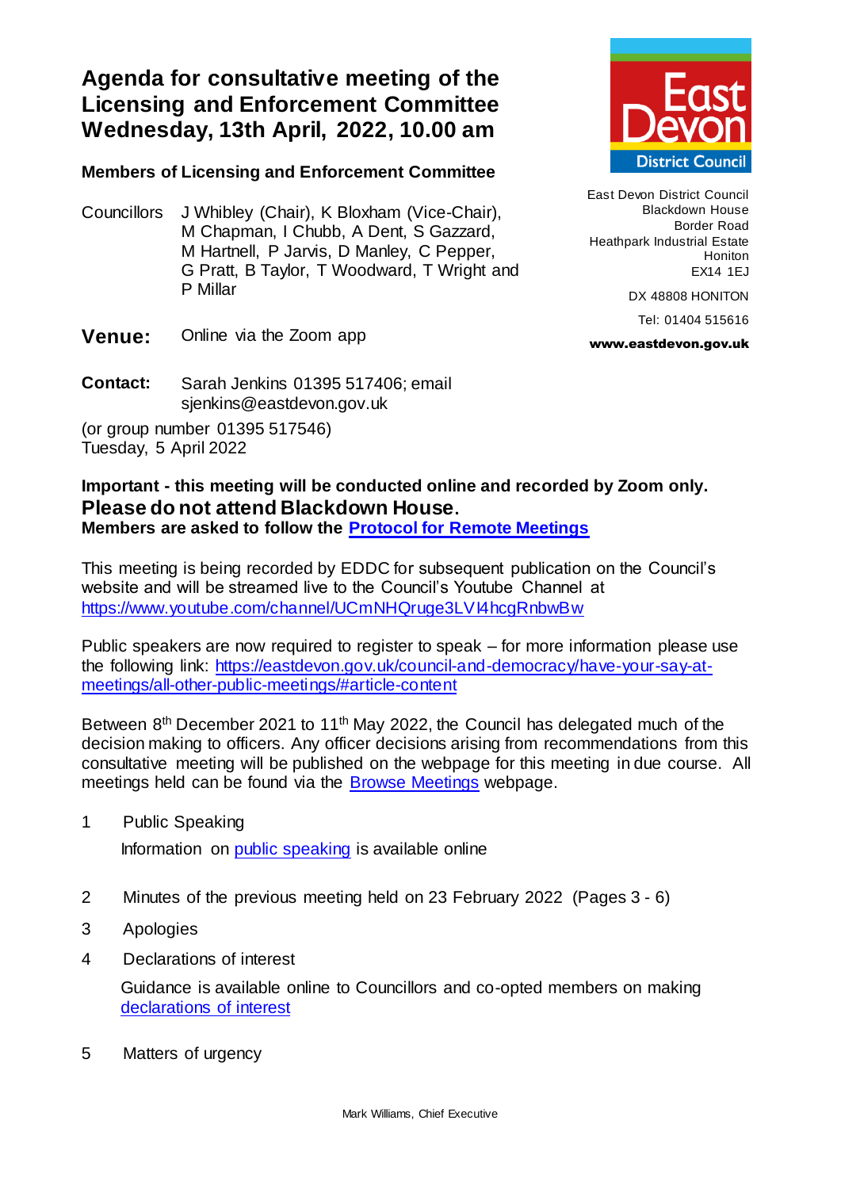# Agenda for consultative meeting of the Licensing and Enforcement Committee Wednesday, 13th April, 2022, 10.00 am

East Devon District Council
Blackdown House
Border Road
Heathpark Industrial Estate
Honiton
EX14 1EJ

DX 48808 HONITON

Tel: 01404 515616

**www.eastdevon.gov.uk**

**Members of Licensing and Enforcement Committee**

Councillors J Whibley (Chair), K Bloxham (Vice-Chair), M Chapman, I Chubb, A Dent, S Gazzard, M Hartnell, P Jarvis, D Manley, C Pepper, G Pratt, B Taylor, T Woodward, T Wright and P Millar

**Venue:** Online via the Zoom app

**Contact:** Sarah Jenkins 01395 517406; email sjenkins@eastdevon.gov.uk

(or group number 01395 517546)
Tuesday, 5 April 2022

**Important - this meeting will be conducted online and recorded by Zoom only.**
**Please do not attend Blackdown House.**
**Members are asked to follow the Protocol for Remote Meetings**

This meeting is being recorded by EDDC for subsequent publication on the Council's website and will be streamed live to the Council's Youtube Channel at https://www.youtube.com/channel/UCmNHQruge3LVI4hcgRnbwBw

Public speakers are now required to register to speak – for more information please use the following link: https://eastdevon.gov.uk/council-and-democracy/have-your-say-at-meetings/all-other-public-meetings/#article-content

Between 8th December 2021 to 11th May 2022, the Council has delegated much of the decision making to officers. Any officer decisions arising from recommendations from this consultative meeting will be published on the webpage for this meeting in due course. All meetings held can be found via the Browse Meetings webpage.

1. Public Speaking

   Information on public speaking is available online

2. Minutes of the previous meeting held on 23 February 2022 (Pages 3 - 6)

3. Apologies

4. Declarations of interest

   Guidance is available online to Councillors and co-opted members on making declarations of interest

5. Matters of urgency

Mark Williams, Chief Executive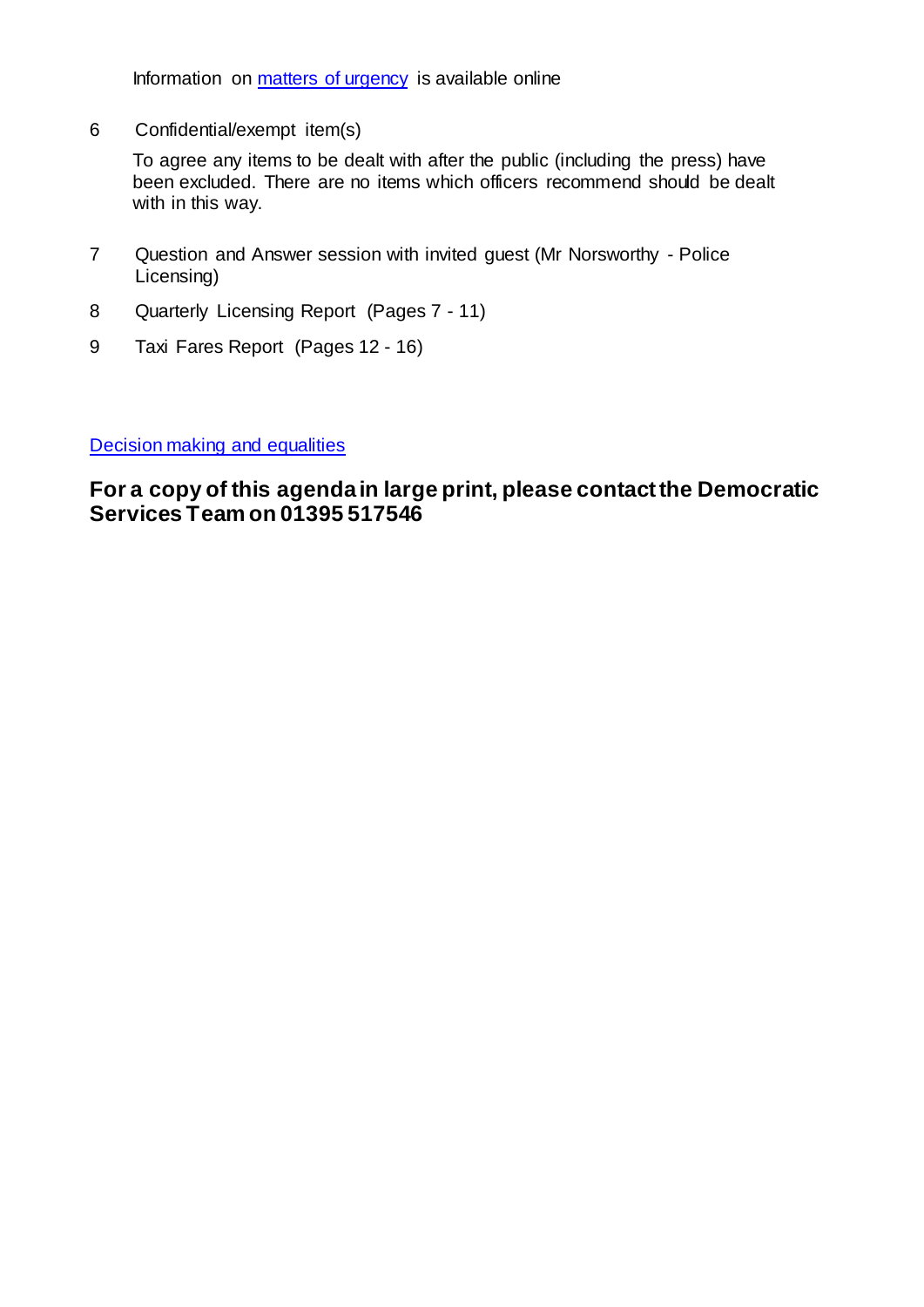Information on matters of urgency is available online

6. Confidential/exempt item(s)

   To agree any items to be dealt with after the public (including the press) have been excluded. There are no items which officers recommend should be dealt with in this way.

7. Question and Answer session with invited guest (Mr Norsworthy - Police Licensing)

8. Quarterly Licensing Report (Pages 7 - 11)

9. Taxi Fares Report (Pages 12 - 16)

Decision making and equalities

**For a copy of this agenda in large print, please contact the Democratic Services Team on 01395 517546**